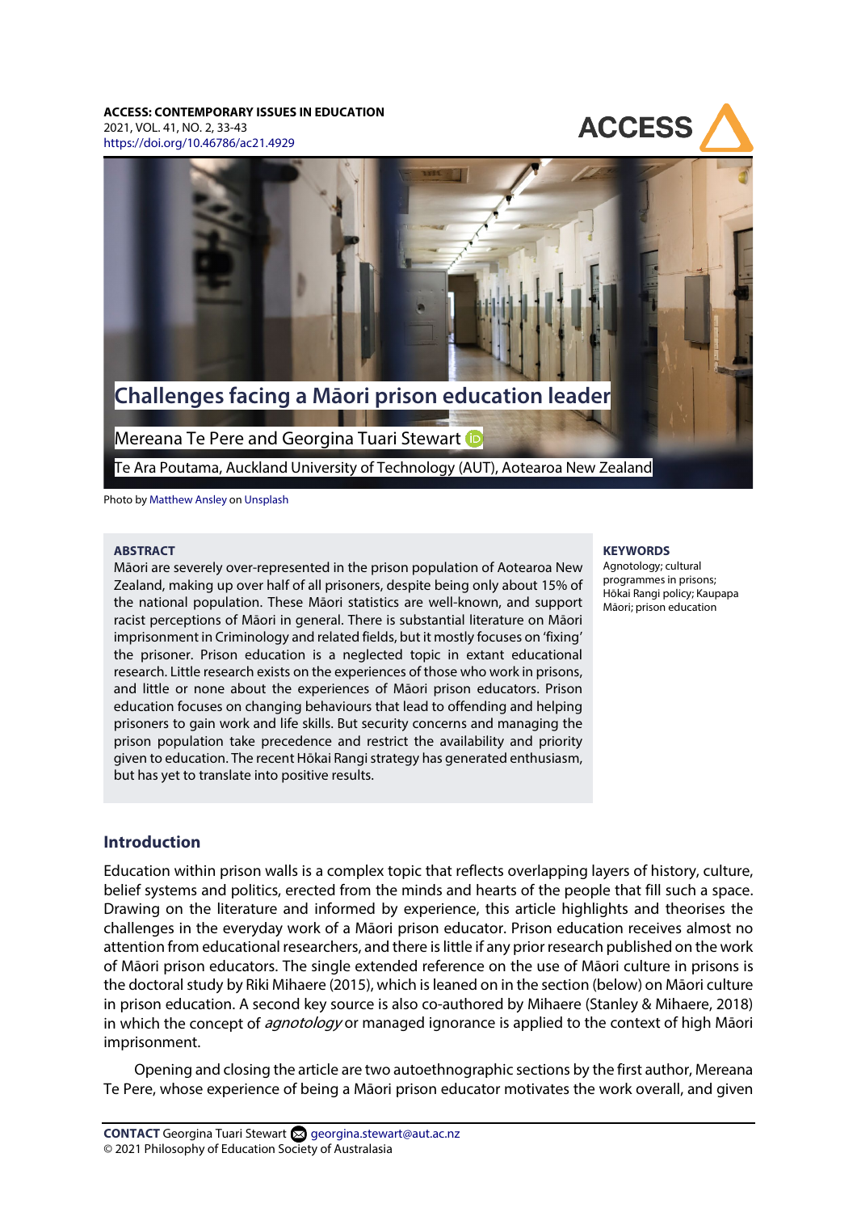**ACCESS: CONTEMPORARY ISSUES IN EDUCATION**
2021, VOL. 41, NO. 2, 33-43
https://doi.org/10.46786/ac21.4929

# Challenges facing a Māori prison education leader

Mereana Te Pere and Georgina Tuari Stewart

Te Ara Poutama, Auckland University of Technology (AUT), Aotearoa New Zealand

Photo by Matthew Ansley on Unsplash

**ABSTRACT**

Māori are severely over-represented in the prison population of Aotearoa New Zealand, making up over half of all prisoners, despite being only about 15% of the national population. These Māori statistics are well-known, and support racist perceptions of Māori in general. There is substantial literature on Māori imprisonment in Criminology and related fields, but it mostly focuses on 'fixing' the prisoner. Prison education is a neglected topic in extant educational research. Little research exists on the experiences of those who work in prisons, and little or none about the experiences of Māori prison educators. Prison education focuses on changing behaviours that lead to offending and helping prisoners to gain work and life skills. But security concerns and managing the prison population take precedence and restrict the availability and priority given to education. The recent Hōkai Rangi strategy has generated enthusiasm, but has yet to translate into positive results.

**KEYWORDS**

Agnotology; cultural programmes in prisons; Hōkai Rangi policy; Kaupapa Māori; prison education

## Introduction

Education within prison walls is a complex topic that reflects overlapping layers of history, culture, belief systems and politics, erected from the minds and hearts of the people that fill such a space. Drawing on the literature and informed by experience, this article highlights and theorises the challenges in the everyday work of a Māori prison educator. Prison education receives almost no attention from educational researchers, and there is little if any prior research published on the work of Māori prison educators. The single extended reference on the use of Māori culture in prisons is the doctoral study by Riki Mihaere (2015), which is leaned on in the section (below) on Māori culture in prison education. A second key source is also co-authored by Mihaere (Stanley & Mihaere, 2018) in which the concept of *agnotology* or managed ignorance is applied to the context of high Māori imprisonment.

Opening and closing the article are two autoethnographic sections by the first author, Mereana Te Pere, whose experience of being a Māori prison educator motivates the work overall, and given

**CONTACT** Georgina Tuari Stewart georgina.stewart@aut.ac.nz
© 2021 Philosophy of Education Society of Australasia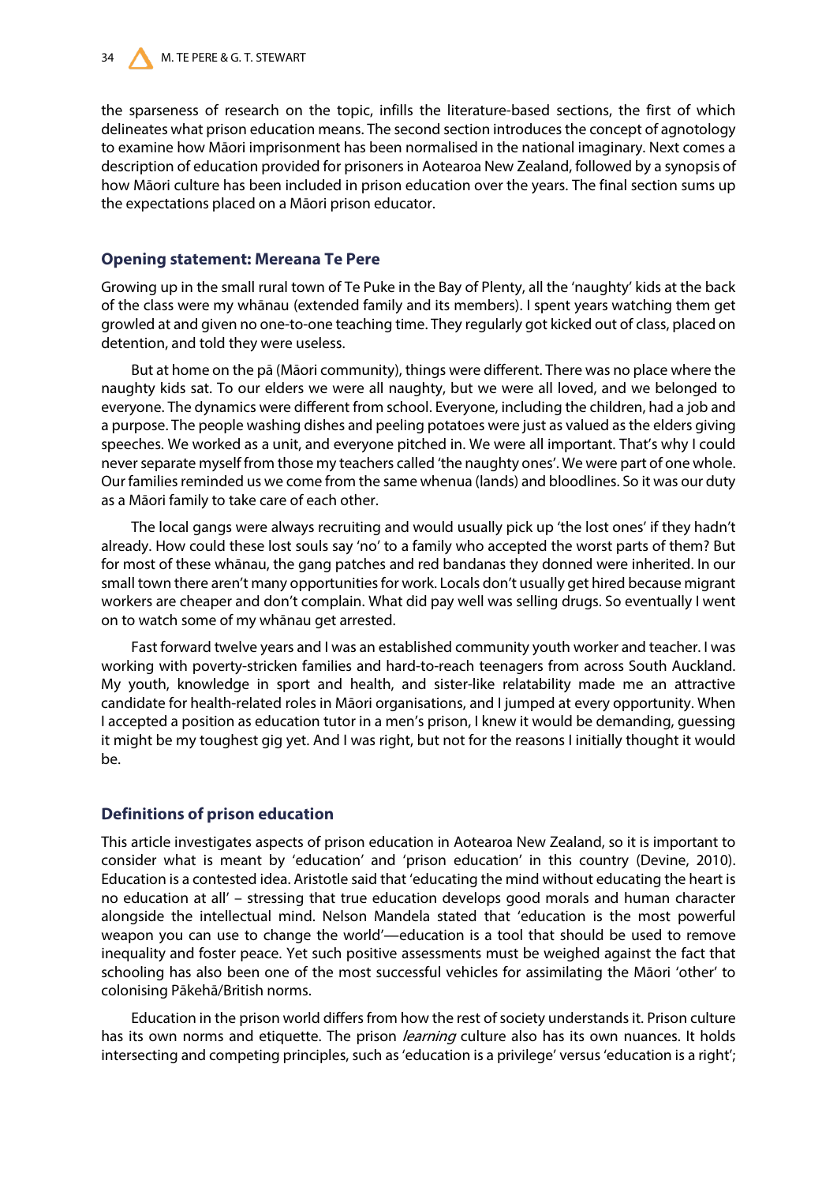the sparseness of research on the topic, infills the literature-based sections, the first of which delineates what prison education means. The second section introduces the concept of agnotology to examine how Māori imprisonment has been normalised in the national imaginary. Next comes a description of education provided for prisoners in Aotearoa New Zealand, followed by a synopsis of how Māori culture has been included in prison education over the years. The final section sums up the expectations placed on a Māori prison educator.

## Opening statement: Mereana Te Pere

Growing up in the small rural town of Te Puke in the Bay of Plenty, all the 'naughty' kids at the back of the class were my whānau (extended family and its members). I spent years watching them get growled at and given no one-to-one teaching time. They regularly got kicked out of class, placed on detention, and told they were useless.

But at home on the pā (Māori community), things were different. There was no place where the naughty kids sat. To our elders we were all naughty, but we were all loved, and we belonged to everyone. The dynamics were different from school. Everyone, including the children, had a job and a purpose. The people washing dishes and peeling potatoes were just as valued as the elders giving speeches. We worked as a unit, and everyone pitched in. We were all important. That's why I could never separate myself from those my teachers called 'the naughty ones'. We were part of one whole. Our families reminded us we come from the same whenua (lands) and bloodlines. So it was our duty as a Māori family to take care of each other.

The local gangs were always recruiting and would usually pick up 'the lost ones' if they hadn't already. How could these lost souls say 'no' to a family who accepted the worst parts of them? But for most of these whānau, the gang patches and red bandanas they donned were inherited. In our small town there aren't many opportunities for work. Locals don't usually get hired because migrant workers are cheaper and don't complain. What did pay well was selling drugs. So eventually I went on to watch some of my whānau get arrested.

Fast forward twelve years and I was an established community youth worker and teacher. I was working with poverty-stricken families and hard-to-reach teenagers from across South Auckland. My youth, knowledge in sport and health, and sister-like relatability made me an attractive candidate for health-related roles in Māori organisations, and I jumped at every opportunity. When I accepted a position as education tutor in a men's prison, I knew it would be demanding, guessing it might be my toughest gig yet. And I was right, but not for the reasons I initially thought it would be.

## Definitions of prison education

This article investigates aspects of prison education in Aotearoa New Zealand, so it is important to consider what is meant by 'education' and 'prison education' in this country (Devine, 2010). Education is a contested idea. Aristotle said that 'educating the mind without educating the heart is no education at all' – stressing that true education develops good morals and human character alongside the intellectual mind. Nelson Mandela stated that 'education is the most powerful weapon you can use to change the world'—education is a tool that should be used to remove inequality and foster peace. Yet such positive assessments must be weighed against the fact that schooling has also been one of the most successful vehicles for assimilating the Māori 'other' to colonising Pākehā/British norms.

Education in the prison world differs from how the rest of society understands it. Prison culture has its own norms and etiquette. The prison *learning* culture also has its own nuances. It holds intersecting and competing principles, such as 'education is a privilege' versus 'education is a right';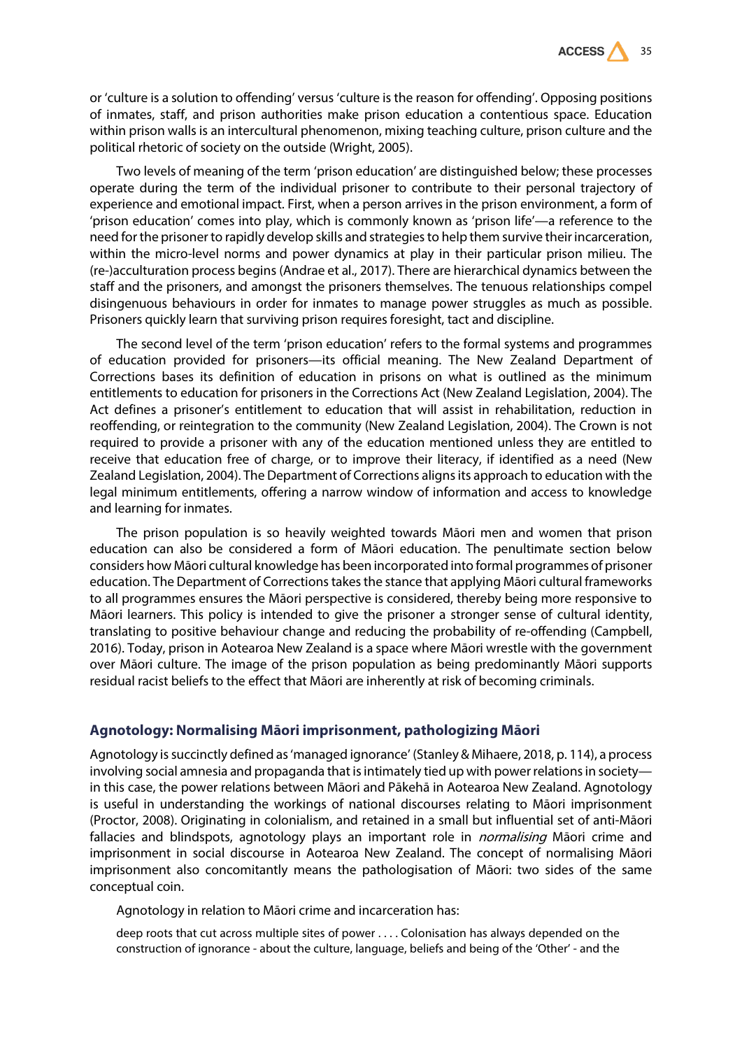or 'culture is a solution to offending' versus 'culture is the reason for offending'. Opposing positions of inmates, staff, and prison authorities make prison education a contentious space. Education within prison walls is an intercultural phenomenon, mixing teaching culture, prison culture and the political rhetoric of society on the outside (Wright, 2005).

Two levels of meaning of the term 'prison education' are distinguished below; these processes operate during the term of the individual prisoner to contribute to their personal trajectory of experience and emotional impact. First, when a person arrives in the prison environment, a form of 'prison education' comes into play, which is commonly known as 'prison life'—a reference to the need for the prisoner to rapidly develop skills and strategies to help them survive their incarceration, within the micro-level norms and power dynamics at play in their particular prison milieu. The (re-)acculturation process begins (Andrae et al., 2017). There are hierarchical dynamics between the staff and the prisoners, and amongst the prisoners themselves. The tenuous relationships compel disingenuous behaviours in order for inmates to manage power struggles as much as possible. Prisoners quickly learn that surviving prison requires foresight, tact and discipline.

The second level of the term 'prison education' refers to the formal systems and programmes of education provided for prisoners—its official meaning. The New Zealand Department of Corrections bases its definition of education in prisons on what is outlined as the minimum entitlements to education for prisoners in the Corrections Act (New Zealand Legislation, 2004). The Act defines a prisoner's entitlement to education that will assist in rehabilitation, reduction in reoffending, or reintegration to the community (New Zealand Legislation, 2004). The Crown is not required to provide a prisoner with any of the education mentioned unless they are entitled to receive that education free of charge, or to improve their literacy, if identified as a need (New Zealand Legislation, 2004). The Department of Corrections aligns its approach to education with the legal minimum entitlements, offering a narrow window of information and access to knowledge and learning for inmates.

The prison population is so heavily weighted towards Māori men and women that prison education can also be considered a form of Māori education. The penultimate section below considers how Māori cultural knowledge has been incorporated into formal programmes of prisoner education. The Department of Corrections takes the stance that applying Māori cultural frameworks to all programmes ensures the Māori perspective is considered, thereby being more responsive to Māori learners. This policy is intended to give the prisoner a stronger sense of cultural identity, translating to positive behaviour change and reducing the probability of re-offending (Campbell, 2016). Today, prison in Aotearoa New Zealand is a space where Māori wrestle with the government over Māori culture. The image of the prison population as being predominantly Māori supports residual racist beliefs to the effect that Māori are inherently at risk of becoming criminals.

## Agnotology: Normalising Māori imprisonment, pathologizing Māori

Agnotology is succinctly defined as 'managed ignorance' (Stanley & Mihaere, 2018, p. 114), a process involving social amnesia and propaganda that is intimately tied up with power relations in society—in this case, the power relations between Māori and Pākehā in Aotearoa New Zealand. Agnotology is useful in understanding the workings of national discourses relating to Māori imprisonment (Proctor, 2008). Originating in colonialism, and retained in a small but influential set of anti-Māori fallacies and blindspots, agnotology plays an important role in *normalising* Māori crime and imprisonment in social discourse in Aotearoa New Zealand. The concept of normalising Māori imprisonment also concomitantly means the pathologisation of Māori: two sides of the same conceptual coin.

Agnotology in relation to Māori crime and incarceration has:

> deep roots that cut across multiple sites of power . . . . Colonisation has always depended on the construction of ignorance - about the culture, language, beliefs and being of the 'Other' - and the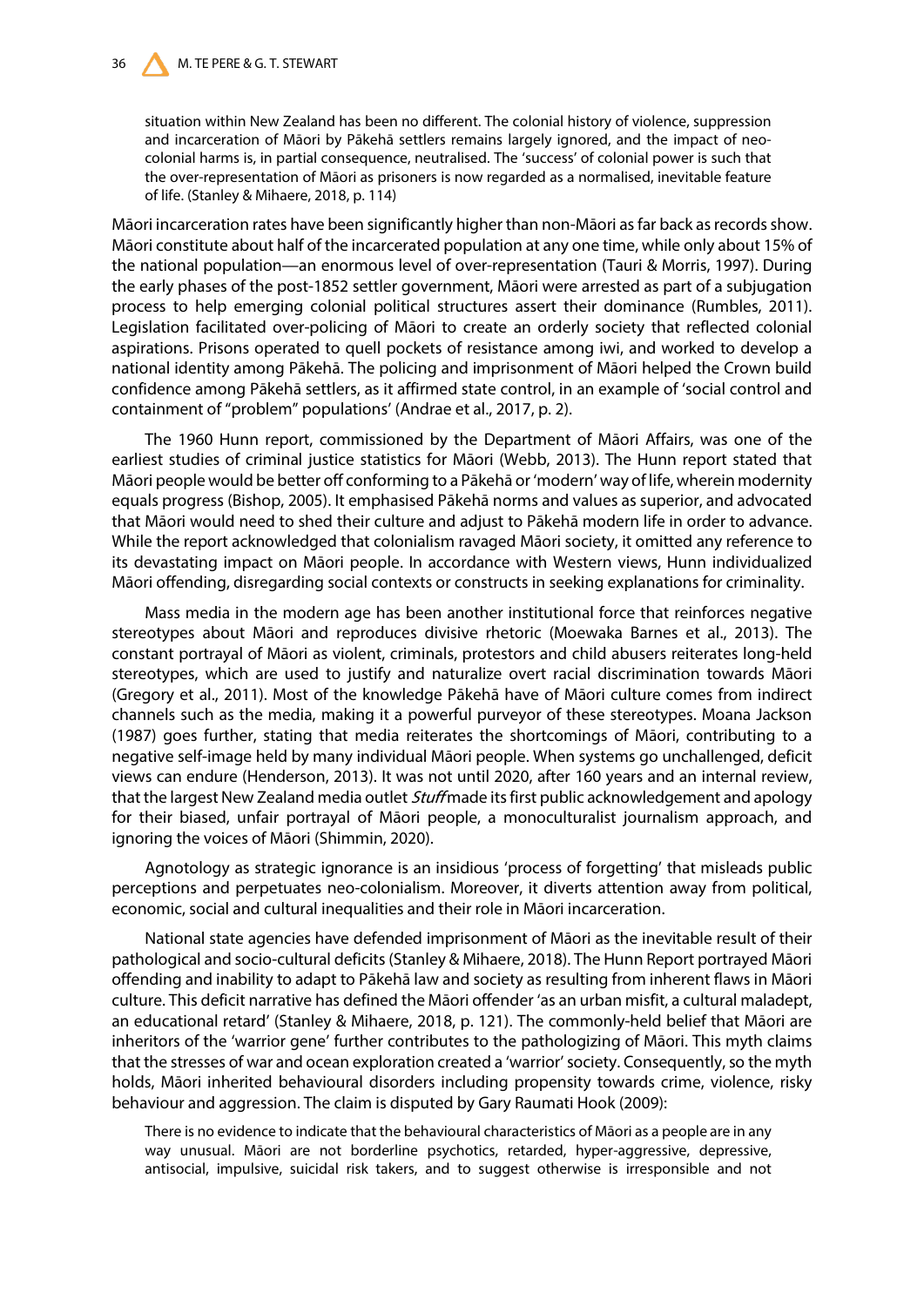> situation within New Zealand has been no different. The colonial history of violence, suppression and incarceration of Māori by Pākehā settlers remains largely ignored, and the impact of neo-colonial harms is, in partial consequence, neutralised. The 'success' of colonial power is such that the over-representation of Māori as prisoners is now regarded as a normalised, inevitable feature of life. (Stanley & Mihaere, 2018, p. 114)

Māori incarceration rates have been significantly higher than non-Māori as far back as records show. Māori constitute about half of the incarcerated population at any one time, while only about 15% of the national population—an enormous level of over-representation (Tauri & Morris, 1997). During the early phases of the post-1852 settler government, Māori were arrested as part of a subjugation process to help emerging colonial political structures assert their dominance (Rumbles, 2011). Legislation facilitated over-policing of Māori to create an orderly society that reflected colonial aspirations. Prisons operated to quell pockets of resistance among iwi, and worked to develop a national identity among Pākehā. The policing and imprisonment of Māori helped the Crown build confidence among Pākehā settlers, as it affirmed state control, in an example of 'social control and containment of "problem" populations' (Andrae et al., 2017, p. 2).

The 1960 Hunn report, commissioned by the Department of Māori Affairs, was one of the earliest studies of criminal justice statistics for Māori (Webb, 2013). The Hunn report stated that Māori people would be better off conforming to a Pākehā or 'modern' way of life, wherein modernity equals progress (Bishop, 2005). It emphasised Pākehā norms and values as superior, and advocated that Māori would need to shed their culture and adjust to Pākehā modern life in order to advance. While the report acknowledged that colonialism ravaged Māori society, it omitted any reference to its devastating impact on Māori people. In accordance with Western views, Hunn individualized Māori offending, disregarding social contexts or constructs in seeking explanations for criminality.

Mass media in the modern age has been another institutional force that reinforces negative stereotypes about Māori and reproduces divisive rhetoric (Moewaka Barnes et al., 2013). The constant portrayal of Māori as violent, criminals, protestors and child abusers reiterates long-held stereotypes, which are used to justify and naturalize overt racial discrimination towards Māori (Gregory et al., 2011). Most of the knowledge Pākehā have of Māori culture comes from indirect channels such as the media, making it a powerful purveyor of these stereotypes. Moana Jackson (1987) goes further, stating that media reiterates the shortcomings of Māori, contributing to a negative self-image held by many individual Māori people. When systems go unchallenged, deficit views can endure (Henderson, 2013). It was not until 2020, after 160 years and an internal review, that the largest New Zealand media outlet *Stuff* made its first public acknowledgement and apology for their biased, unfair portrayal of Māori people, a monoculturalist journalism approach, and ignoring the voices of Māori (Shimmin, 2020).

Agnotology as strategic ignorance is an insidious 'process of forgetting' that misleads public perceptions and perpetuates neo-colonialism. Moreover, it diverts attention away from political, economic, social and cultural inequalities and their role in Māori incarceration.

National state agencies have defended imprisonment of Māori as the inevitable result of their pathological and socio-cultural deficits (Stanley & Mihaere, 2018). The Hunn Report portrayed Māori offending and inability to adapt to Pākehā law and society as resulting from inherent flaws in Māori culture. This deficit narrative has defined the Māori offender 'as an urban misfit, a cultural maladept, an educational retard' (Stanley & Mihaere, 2018, p. 121). The commonly-held belief that Māori are inheritors of the 'warrior gene' further contributes to the pathologizing of Māori. This myth claims that the stresses of war and ocean exploration created a 'warrior' society. Consequently, so the myth holds, Māori inherited behavioural disorders including propensity towards crime, violence, risky behaviour and aggression. The claim is disputed by Gary Raumati Hook (2009):

> There is no evidence to indicate that the behavioural characteristics of Māori as a people are in any way unusual. Māori are not borderline psychotics, retarded, hyper-aggressive, depressive, antisocial, impulsive, suicidal risk takers, and to suggest otherwise is irresponsible and not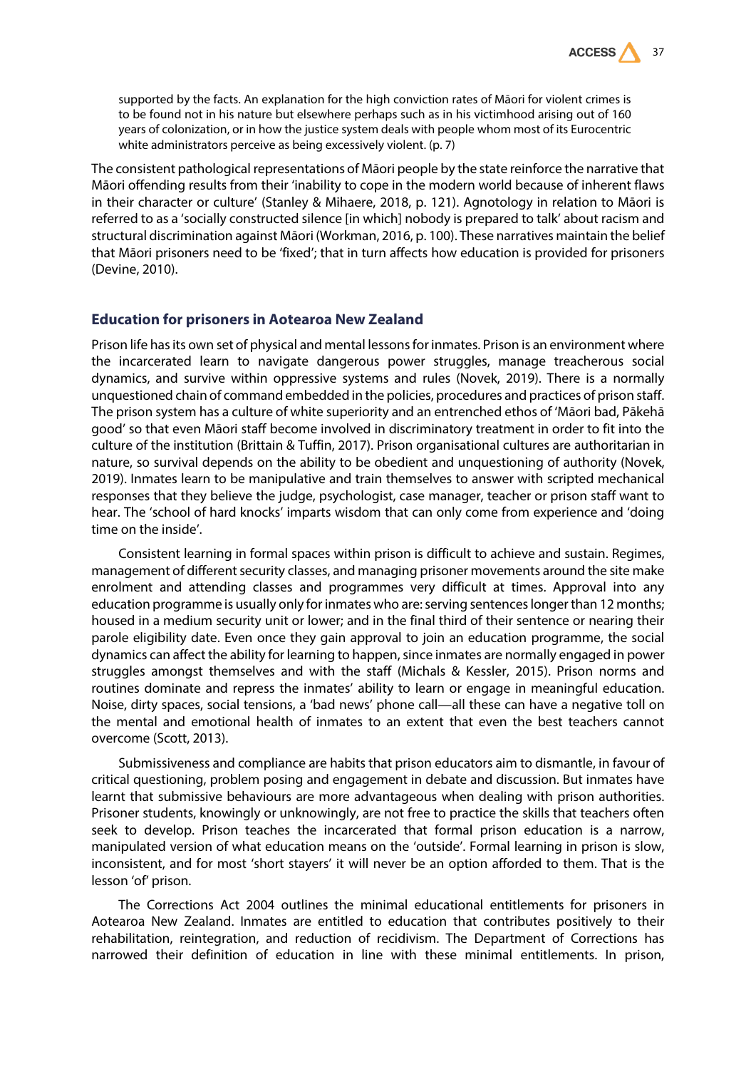> supported by the facts. An explanation for the high conviction rates of Māori for violent crimes is to be found not in his nature but elsewhere perhaps such as in his victimhood arising out of 160 years of colonization, or in how the justice system deals with people whom most of its Eurocentric white administrators perceive as being excessively violent. (p. 7)

The consistent pathological representations of Māori people by the state reinforce the narrative that Māori offending results from their 'inability to cope in the modern world because of inherent flaws in their character or culture' (Stanley & Mihaere, 2018, p. 121). Agnotology in relation to Māori is referred to as a 'socially constructed silence [in which] nobody is prepared to talk' about racism and structural discrimination against Māori (Workman, 2016, p. 100). These narratives maintain the belief that Māori prisoners need to be 'fixed'; that in turn affects how education is provided for prisoners (Devine, 2010).

## Education for prisoners in Aotearoa New Zealand

Prison life has its own set of physical and mental lessons for inmates. Prison is an environment where the incarcerated learn to navigate dangerous power struggles, manage treacherous social dynamics, and survive within oppressive systems and rules (Novek, 2019). There is a normally unquestioned chain of command embedded in the policies, procedures and practices of prison staff. The prison system has a culture of white superiority and an entrenched ethos of 'Māori bad, Pākehā good' so that even Māori staff become involved in discriminatory treatment in order to fit into the culture of the institution (Brittain & Tuffin, 2017). Prison organisational cultures are authoritarian in nature, so survival depends on the ability to be obedient and unquestioning of authority (Novek, 2019). Inmates learn to be manipulative and train themselves to answer with scripted mechanical responses that they believe the judge, psychologist, case manager, teacher or prison staff want to hear. The 'school of hard knocks' imparts wisdom that can only come from experience and 'doing time on the inside'.

Consistent learning in formal spaces within prison is difficult to achieve and sustain. Regimes, management of different security classes, and managing prisoner movements around the site make enrolment and attending classes and programmes very difficult at times. Approval into any education programme is usually only for inmates who are: serving sentences longer than 12 months; housed in a medium security unit or lower; and in the final third of their sentence or nearing their parole eligibility date. Even once they gain approval to join an education programme, the social dynamics can affect the ability for learning to happen, since inmates are normally engaged in power struggles amongst themselves and with the staff (Michals & Kessler, 2015). Prison norms and routines dominate and repress the inmates' ability to learn or engage in meaningful education. Noise, dirty spaces, social tensions, a 'bad news' phone call—all these can have a negative toll on the mental and emotional health of inmates to an extent that even the best teachers cannot overcome (Scott, 2013).

Submissiveness and compliance are habits that prison educators aim to dismantle, in favour of critical questioning, problem posing and engagement in debate and discussion. But inmates have learnt that submissive behaviours are more advantageous when dealing with prison authorities. Prisoner students, knowingly or unknowingly, are not free to practice the skills that teachers often seek to develop. Prison teaches the incarcerated that formal prison education is a narrow, manipulated version of what education means on the 'outside'. Formal learning in prison is slow, inconsistent, and for most 'short stayers' it will never be an option afforded to them. That is the lesson 'of' prison.

The Corrections Act 2004 outlines the minimal educational entitlements for prisoners in Aotearoa New Zealand. Inmates are entitled to education that contributes positively to their rehabilitation, reintegration, and reduction of recidivism. The Department of Corrections has narrowed their definition of education in line with these minimal entitlements. In prison,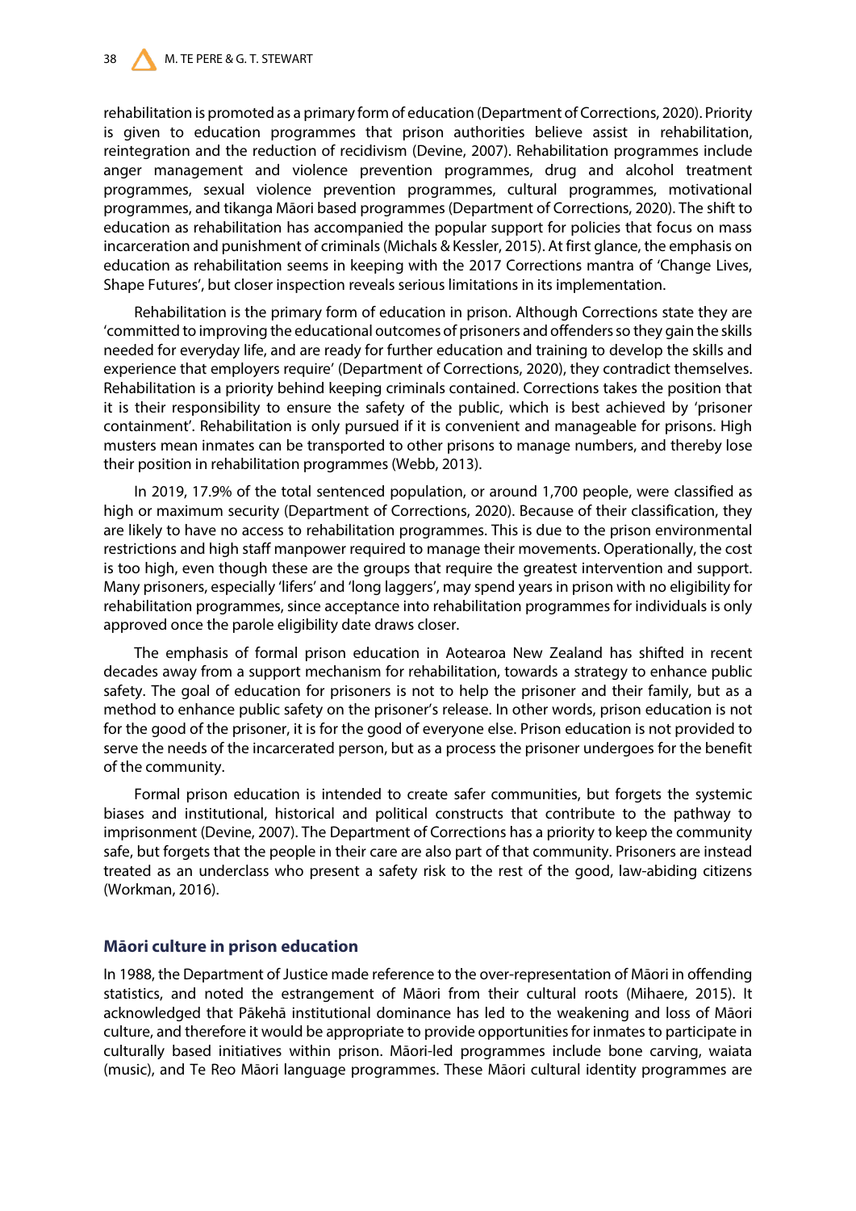rehabilitation is promoted as a primary form of education (Department of Corrections, 2020). Priority is given to education programmes that prison authorities believe assist in rehabilitation, reintegration and the reduction of recidivism (Devine, 2007). Rehabilitation programmes include anger management and violence prevention programmes, drug and alcohol treatment programmes, sexual violence prevention programmes, cultural programmes, motivational programmes, and tikanga Māori based programmes (Department of Corrections, 2020). The shift to education as rehabilitation has accompanied the popular support for policies that focus on mass incarceration and punishment of criminals (Michals & Kessler, 2015). At first glance, the emphasis on education as rehabilitation seems in keeping with the 2017 Corrections mantra of 'Change Lives, Shape Futures', but closer inspection reveals serious limitations in its implementation.

Rehabilitation is the primary form of education in prison. Although Corrections state they are 'committed to improving the educational outcomes of prisoners and offenders so they gain the skills needed for everyday life, and are ready for further education and training to develop the skills and experience that employers require' (Department of Corrections, 2020), they contradict themselves. Rehabilitation is a priority behind keeping criminals contained. Corrections takes the position that it is their responsibility to ensure the safety of the public, which is best achieved by 'prisoner containment'. Rehabilitation is only pursued if it is convenient and manageable for prisons. High musters mean inmates can be transported to other prisons to manage numbers, and thereby lose their position in rehabilitation programmes (Webb, 2013).

In 2019, 17.9% of the total sentenced population, or around 1,700 people, were classified as high or maximum security (Department of Corrections, 2020). Because of their classification, they are likely to have no access to rehabilitation programmes. This is due to the prison environmental restrictions and high staff manpower required to manage their movements. Operationally, the cost is too high, even though these are the groups that require the greatest intervention and support. Many prisoners, especially 'lifers' and 'long laggers', may spend years in prison with no eligibility for rehabilitation programmes, since acceptance into rehabilitation programmes for individuals is only approved once the parole eligibility date draws closer.

The emphasis of formal prison education in Aotearoa New Zealand has shifted in recent decades away from a support mechanism for rehabilitation, towards a strategy to enhance public safety. The goal of education for prisoners is not to help the prisoner and their family, but as a method to enhance public safety on the prisoner's release. In other words, prison education is not for the good of the prisoner, it is for the good of everyone else. Prison education is not provided to serve the needs of the incarcerated person, but as a process the prisoner undergoes for the benefit of the community.

Formal prison education is intended to create safer communities, but forgets the systemic biases and institutional, historical and political constructs that contribute to the pathway to imprisonment (Devine, 2007). The Department of Corrections has a priority to keep the community safe, but forgets that the people in their care are also part of that community. Prisoners are instead treated as an underclass who present a safety risk to the rest of the good, law-abiding citizens (Workman, 2016).

## Māori culture in prison education

In 1988, the Department of Justice made reference to the over-representation of Māori in offending statistics, and noted the estrangement of Māori from their cultural roots (Mihaere, 2015). It acknowledged that Pākehā institutional dominance has led to the weakening and loss of Māori culture, and therefore it would be appropriate to provide opportunities for inmates to participate in culturally based initiatives within prison. Māori-led programmes include bone carving, waiata (music), and Te Reo Māori language programmes. These Māori cultural identity programmes are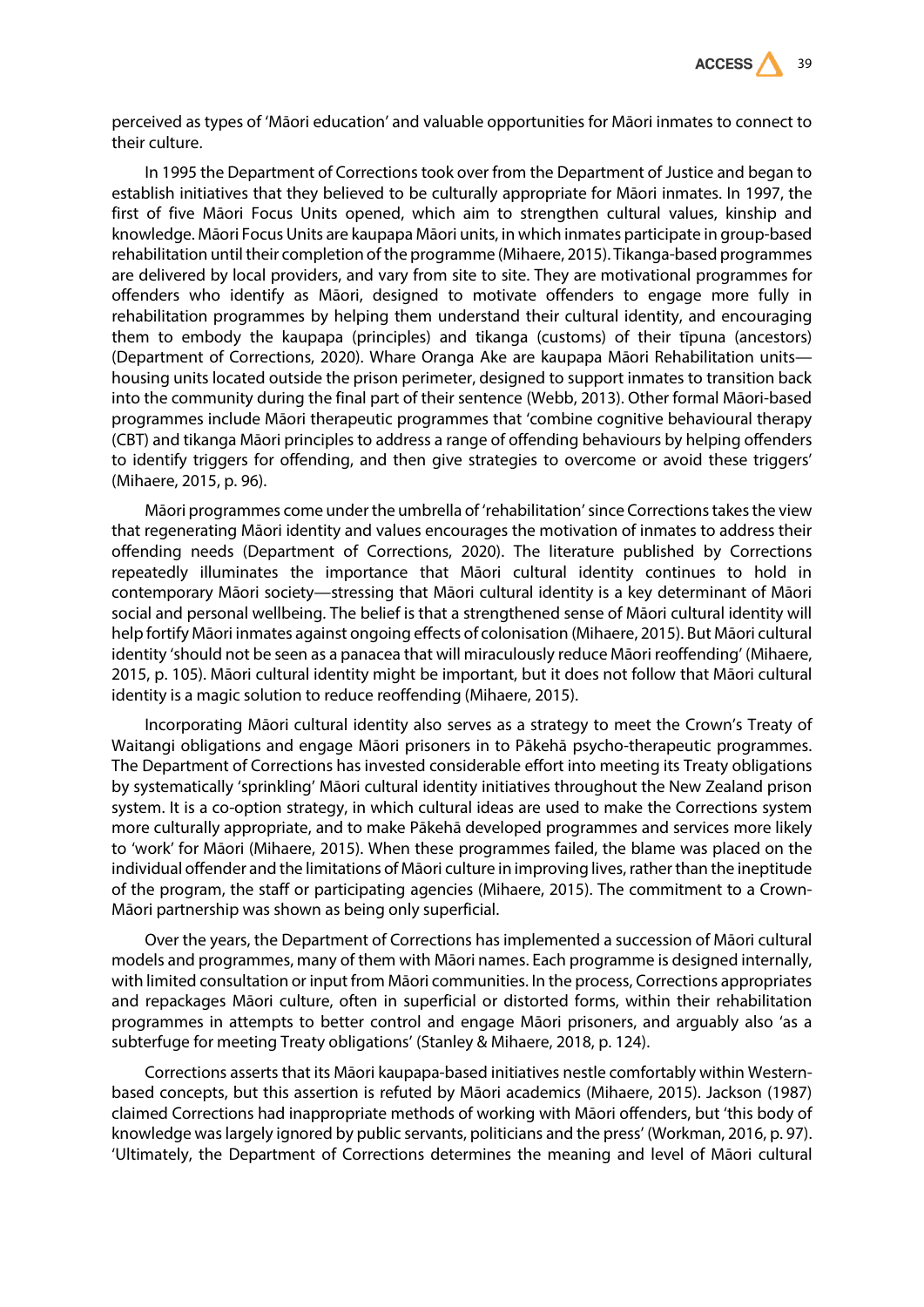perceived as types of 'Māori education' and valuable opportunities for Māori inmates to connect to their culture.

In 1995 the Department of Corrections took over from the Department of Justice and began to establish initiatives that they believed to be culturally appropriate for Māori inmates. In 1997, the first of five Māori Focus Units opened, which aim to strengthen cultural values, kinship and knowledge. Māori Focus Units are kaupapa Māori units, in which inmates participate in group-based rehabilitation until their completion of the programme (Mihaere, 2015). Tikanga-based programmes are delivered by local providers, and vary from site to site. They are motivational programmes for offenders who identify as Māori, designed to motivate offenders to engage more fully in rehabilitation programmes by helping them understand their cultural identity, and encouraging them to embody the kaupapa (principles) and tikanga (customs) of their tīpuna (ancestors) (Department of Corrections, 2020). Whare Oranga Ake are kaupapa Māori Rehabilitation units—housing units located outside the prison perimeter, designed to support inmates to transition back into the community during the final part of their sentence (Webb, 2013). Other formal Māori-based programmes include Māori therapeutic programmes that 'combine cognitive behavioural therapy (CBT) and tikanga Māori principles to address a range of offending behaviours by helping offenders to identify triggers for offending, and then give strategies to overcome or avoid these triggers' (Mihaere, 2015, p. 96).

Māori programmes come under the umbrella of 'rehabilitation' since Corrections takes the view that regenerating Māori identity and values encourages the motivation of inmates to address their offending needs (Department of Corrections, 2020). The literature published by Corrections repeatedly illuminates the importance that Māori cultural identity continues to hold in contemporary Māori society—stressing that Māori cultural identity is a key determinant of Māori social and personal wellbeing. The belief is that a strengthened sense of Māori cultural identity will help fortify Māori inmates against ongoing effects of colonisation (Mihaere, 2015). But Māori cultural identity 'should not be seen as a panacea that will miraculously reduce Māori reoffending' (Mihaere, 2015, p. 105). Māori cultural identity might be important, but it does not follow that Māori cultural identity is a magic solution to reduce reoffending (Mihaere, 2015).

Incorporating Māori cultural identity also serves as a strategy to meet the Crown's Treaty of Waitangi obligations and engage Māori prisoners in to Pākehā psycho-therapeutic programmes. The Department of Corrections has invested considerable effort into meeting its Treaty obligations by systematically 'sprinkling' Māori cultural identity initiatives throughout the New Zealand prison system. It is a co-option strategy, in which cultural ideas are used to make the Corrections system more culturally appropriate, and to make Pākehā developed programmes and services more likely to 'work' for Māori (Mihaere, 2015). When these programmes failed, the blame was placed on the individual offender and the limitations of Māori culture in improving lives, rather than the ineptitude of the program, the staff or participating agencies (Mihaere, 2015). The commitment to a Crown-Māori partnership was shown as being only superficial.

Over the years, the Department of Corrections has implemented a succession of Māori cultural models and programmes, many of them with Māori names. Each programme is designed internally, with limited consultation or input from Māori communities. In the process, Corrections appropriates and repackages Māori culture, often in superficial or distorted forms, within their rehabilitation programmes in attempts to better control and engage Māori prisoners, and arguably also 'as a subterfuge for meeting Treaty obligations' (Stanley & Mihaere, 2018, p. 124).

Corrections asserts that its Māori kaupapa-based initiatives nestle comfortably within Western-based concepts, but this assertion is refuted by Māori academics (Mihaere, 2015). Jackson (1987) claimed Corrections had inappropriate methods of working with Māori offenders, but 'this body of knowledge was largely ignored by public servants, politicians and the press' (Workman, 2016, p. 97). 'Ultimately, the Department of Corrections determines the meaning and level of Māori cultural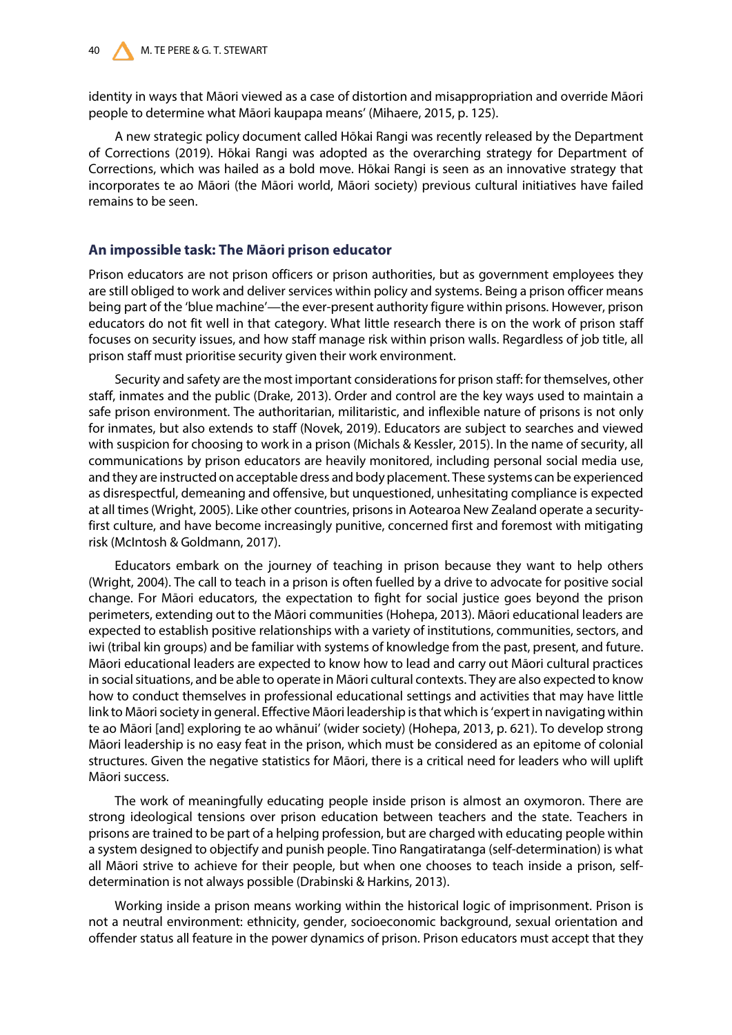identity in ways that Māori viewed as a case of distortion and misappropriation and override Māori people to determine what Māori kaupapa means' (Mihaere, 2015, p. 125).

A new strategic policy document called Hōkai Rangi was recently released by the Department of Corrections (2019). Hōkai Rangi was adopted as the overarching strategy for Department of Corrections, which was hailed as a bold move. Hōkai Rangi is seen as an innovative strategy that incorporates te ao Māori (the Māori world, Māori society) previous cultural initiatives have failed remains to be seen.

## An impossible task: The Māori prison educator

Prison educators are not prison officers or prison authorities, but as government employees they are still obliged to work and deliver services within policy and systems. Being a prison officer means being part of the 'blue machine'—the ever-present authority figure within prisons. However, prison educators do not fit well in that category. What little research there is on the work of prison staff focuses on security issues, and how staff manage risk within prison walls. Regardless of job title, all prison staff must prioritise security given their work environment.

Security and safety are the most important considerations for prison staff: for themselves, other staff, inmates and the public (Drake, 2013). Order and control are the key ways used to maintain a safe prison environment. The authoritarian, militaristic, and inflexible nature of prisons is not only for inmates, but also extends to staff (Novek, 2019). Educators are subject to searches and viewed with suspicion for choosing to work in a prison (Michals & Kessler, 2015). In the name of security, all communications by prison educators are heavily monitored, including personal social media use, and they are instructed on acceptable dress and body placement. These systems can be experienced as disrespectful, demeaning and offensive, but unquestioned, unhesitating compliance is expected at all times (Wright, 2005). Like other countries, prisons in Aotearoa New Zealand operate a security-first culture, and have become increasingly punitive, concerned first and foremost with mitigating risk (McIntosh & Goldmann, 2017).

Educators embark on the journey of teaching in prison because they want to help others (Wright, 2004). The call to teach in a prison is often fuelled by a drive to advocate for positive social change. For Māori educators, the expectation to fight for social justice goes beyond the prison perimeters, extending out to the Māori communities (Hohepa, 2013). Māori educational leaders are expected to establish positive relationships with a variety of institutions, communities, sectors, and iwi (tribal kin groups) and be familiar with systems of knowledge from the past, present, and future. Māori educational leaders are expected to know how to lead and carry out Māori cultural practices in social situations, and be able to operate in Māori cultural contexts. They are also expected to know how to conduct themselves in professional educational settings and activities that may have little link to Māori society in general. Effective Māori leadership is that which is 'expert in navigating within te ao Māori [and] exploring te ao whānui' (wider society) (Hohepa, 2013, p. 621). To develop strong Māori leadership is no easy feat in the prison, which must be considered as an epitome of colonial structures. Given the negative statistics for Māori, there is a critical need for leaders who will uplift Māori success.

The work of meaningfully educating people inside prison is almost an oxymoron. There are strong ideological tensions over prison education between teachers and the state. Teachers in prisons are trained to be part of a helping profession, but are charged with educating people within a system designed to objectify and punish people. Tino Rangatiratanga (self-determination) is what all Māori strive to achieve for their people, but when one chooses to teach inside a prison, self-determination is not always possible (Drabinski & Harkins, 2013).

Working inside a prison means working within the historical logic of imprisonment. Prison is not a neutral environment: ethnicity, gender, socioeconomic background, sexual orientation and offender status all feature in the power dynamics of prison. Prison educators must accept that they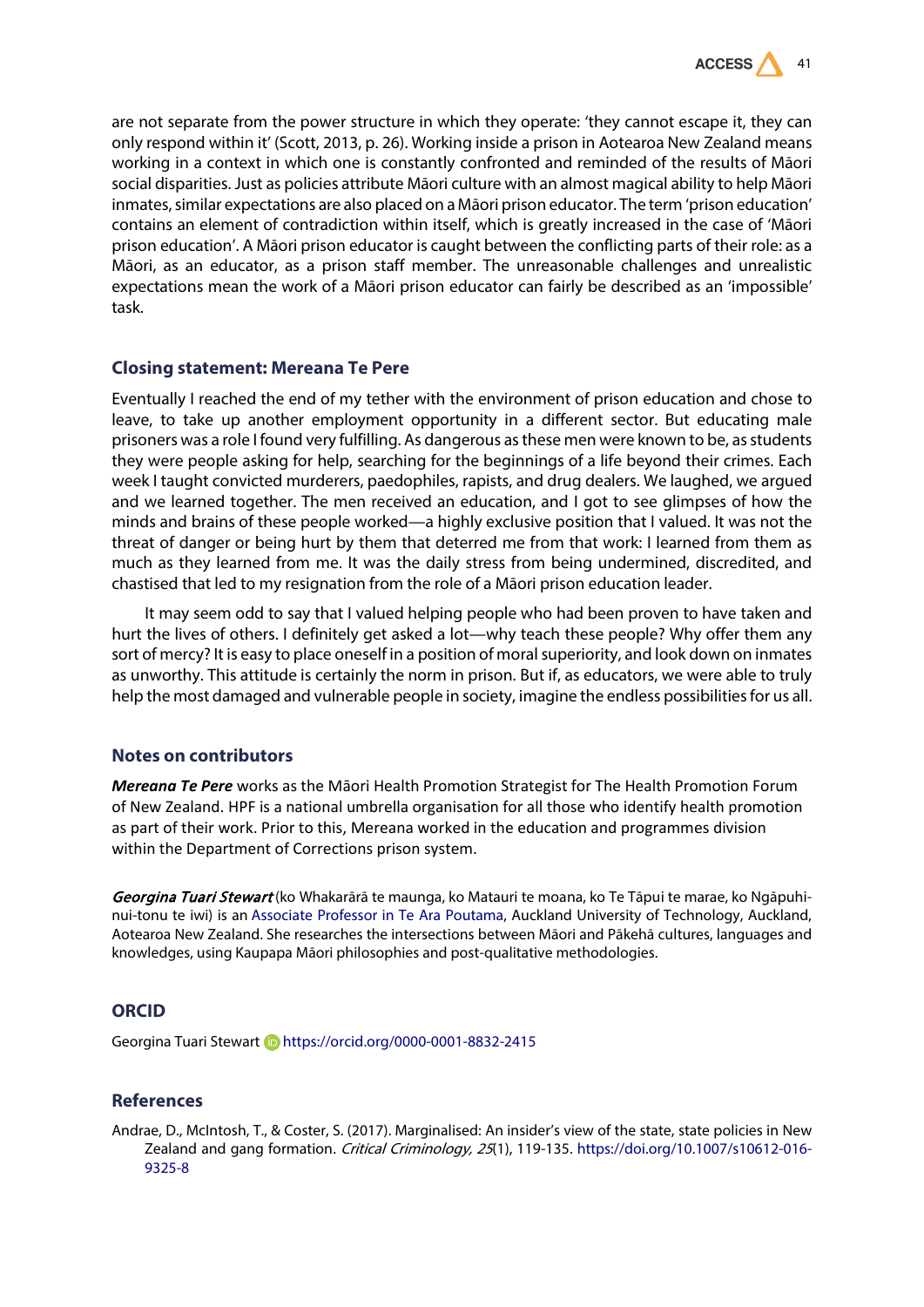are not separate from the power structure in which they operate: 'they cannot escape it, they can only respond within it' (Scott, 2013, p. 26). Working inside a prison in Aotearoa New Zealand means working in a context in which one is constantly confronted and reminded of the results of Māori social disparities. Just as policies attribute Māori culture with an almost magical ability to help Māori inmates, similar expectations are also placed on a Māori prison educator. The term 'prison education' contains an element of contradiction within itself, which is greatly increased in the case of 'Māori prison education'. A Māori prison educator is caught between the conflicting parts of their role: as a Māori, as an educator, as a prison staff member. The unreasonable challenges and unrealistic expectations mean the work of a Māori prison educator can fairly be described as an 'impossible' task.

## Closing statement: Mereana Te Pere

Eventually I reached the end of my tether with the environment of prison education and chose to leave, to take up another employment opportunity in a different sector. But educating male prisoners was a role I found very fulfilling. As dangerous as these men were known to be, as students they were people asking for help, searching for the beginnings of a life beyond their crimes. Each week I taught convicted murderers, paedophiles, rapists, and drug dealers. We laughed, we argued and we learned together. The men received an education, and I got to see glimpses of how the minds and brains of these people worked—a highly exclusive position that I valued. It was not the threat of danger or being hurt by them that deterred me from that work: I learned from them as much as they learned from me. It was the daily stress from being undermined, discredited, and chastised that led to my resignation from the role of a Māori prison education leader.

It may seem odd to say that I valued helping people who had been proven to have taken and hurt the lives of others. I definitely get asked a lot—why teach these people? Why offer them any sort of mercy? It is easy to place oneself in a position of moral superiority, and look down on inmates as unworthy. This attitude is certainly the norm in prison. But if, as educators, we were able to truly help the most damaged and vulnerable people in society, imagine the endless possibilities for us all.

## Notes on contributors

***Mereana Te Pere*** works as the Māori Health Promotion Strategist for The Health Promotion Forum of New Zealand. HPF is a national umbrella organisation for all those who identify health promotion as part of their work. Prior to this, Mereana worked in the education and programmes division within the Department of Corrections prison system.

***Georgina Tuari Stewart*** (ko Whakarārā te maunga, ko Matauri te moana, ko Te Tāpui te marae, ko Ngāpuhi-nui-tonu te iwi) is an Associate Professor in Te Ara Poutama, Auckland University of Technology, Auckland, Aotearoa New Zealand. She researches the intersections between Māori and Pākehā cultures, languages and knowledges, using Kaupapa Māori philosophies and post-qualitative methodologies.

## ORCID

Georgina Tuari Stewart https://orcid.org/0000-0001-8832-2415

## References

Andrae, D., McIntosh, T., & Coster, S. (2017). Marginalised: An insider's view of the state, state policies in New Zealand and gang formation. *Critical Criminology, 25*(1), 119-135. https://doi.org/10.1007/s10612-016-9325-8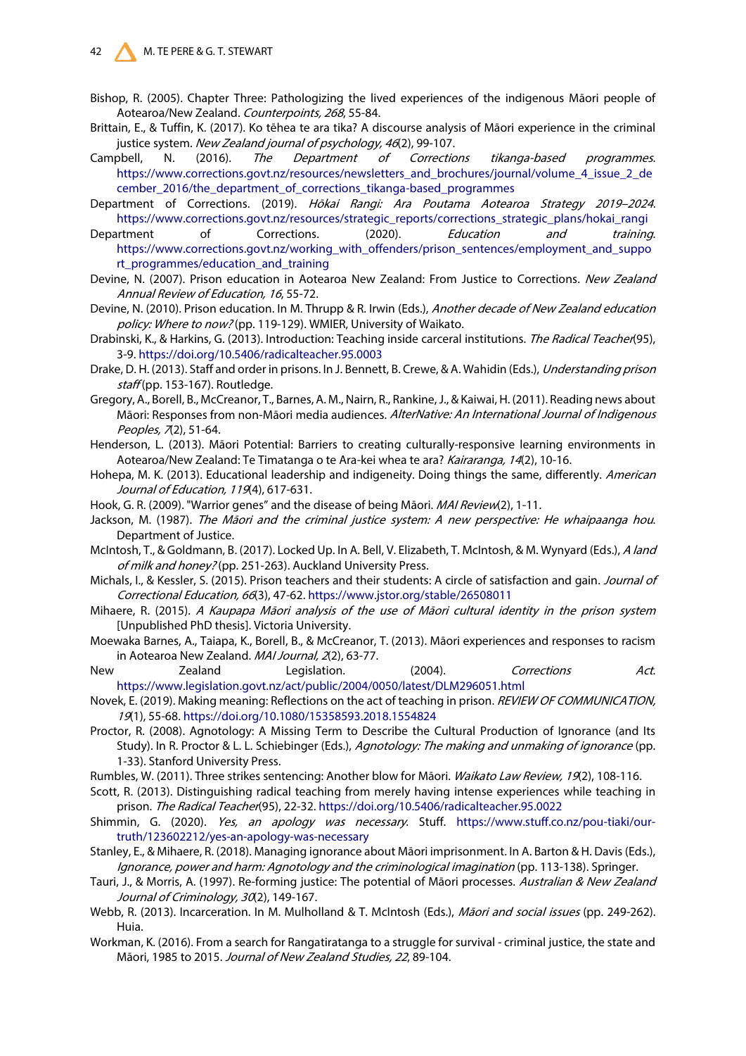Bishop, R. (2005). Chapter Three: Pathologizing the lived experiences of the indigenous Māori people of Aotearoa/New Zealand. *Counterpoints, 268*, 55-84.

Brittain, E., & Tuffin, K. (2017). Ko tēhea te ara tika? A discourse analysis of Māori experience in the criminal justice system. *New Zealand journal of psychology, 46*(2), 99-107.

Campbell, N. (2016). *The Department of Corrections tikanga-based programmes*. https://www.corrections.govt.nz/resources/newsletters_and_brochures/journal/volume_4_issue_2_december_2016/the_department_of_corrections_tikanga-based_programmes

Department of Corrections. (2019). *Hōkai Rangi: Ara Poutama Aotearoa Strategy 2019–2024*. https://www.corrections.govt.nz/resources/strategic_reports/corrections_strategic_plans/hokai_rangi

Department of Corrections. (2020). *Education and training*. https://www.corrections.govt.nz/working_with_offenders/prison_sentences/employment_and_support_programmes/education_and_training

Devine, N. (2007). Prison education in Aotearoa New Zealand: From Justice to Corrections. *New Zealand Annual Review of Education, 16*, 55-72.

Devine, N. (2010). Prison education. In M. Thrupp & R. Irwin (Eds.), *Another decade of New Zealand education policy: Where to now?* (pp. 119-129). WMIER, University of Waikato.

Drabinski, K., & Harkins, G. (2013). Introduction: Teaching inside carceral institutions. *The Radical Teacher*(95), 3-9. https://doi.org/10.5406/radicalteacher.95.0003

Drake, D. H. (2013). Staff and order in prisons. In J. Bennett, B. Crewe, & A. Wahidin (Eds.), *Understanding prison staff* (pp. 153-167). Routledge.

Gregory, A., Borell, B., McCreanor, T., Barnes, A. M., Nairn, R., Rankine, J., & Kaiwai, H. (2011). Reading news about Māori: Responses from non-Māori media audiences. *AlterNative: An International Journal of Indigenous Peoples, 7*(2), 51-64.

Henderson, L. (2013). Māori Potential: Barriers to creating culturally-responsive learning environments in Aotearoa/New Zealand: Te Timatanga o te Ara-kei whea te ara? *Kairaranga, 14*(2), 10-16.

Hohepa, M. K. (2013). Educational leadership and indigeneity. Doing things the same, differently. *American Journal of Education, 119*(4), 617-631.

Hook, G. R. (2009). "Warrior genes" and the disease of being Māori. *MAI Review*(2), 1-11.

Jackson, M. (1987). *The Māori and the criminal justice system: A new perspective: He whaipaanga hou*. Department of Justice.

McIntosh, T., & Goldmann, B. (2017). Locked Up. In A. Bell, V. Elizabeth, T. McIntosh, & M. Wynyard (Eds.), *A land of milk and honey?* (pp. 251-263). Auckland University Press.

Michals, I., & Kessler, S. (2015). Prison teachers and their students: A circle of satisfaction and gain. *Journal of Correctional Education, 66*(3), 47-62. https://www.jstor.org/stable/26508011

Mihaere, R. (2015). *A Kaupapa Māori analysis of the use of Māori cultural identity in the prison system* [Unpublished PhD thesis]. Victoria University.

Moewaka Barnes, A., Taiapa, K., Borell, B., & McCreanor, T. (2013). Māori experiences and responses to racism in Aotearoa New Zealand. *MAI Journal, 2*(2), 63-77.

New Zealand Legislation. (2004). *Corrections Act*. https://www.legislation.govt.nz/act/public/2004/0050/latest/DLM296051.html

Novek, E. (2019). Making meaning: Reflections on the act of teaching in prison. *REVIEW OF COMMUNICATION, 19*(1), 55-68. https://doi.org/10.1080/15358593.2018.1554824

Proctor, R. (2008). Agnotology: A Missing Term to Describe the Cultural Production of Ignorance (and Its Study). In R. Proctor & L. L. Schiebinger (Eds.), *Agnotology: The making and unmaking of ignorance* (pp. 1-33). Stanford University Press.

Rumbles, W. (2011). Three strikes sentencing: Another blow for Māori. *Waikato Law Review, 19*(2), 108-116.

Scott, R. (2013). Distinguishing radical teaching from merely having intense experiences while teaching in prison. *The Radical Teacher*(95), 22-32. https://doi.org/10.5406/radicalteacher.95.0022

Shimmin, G. (2020). *Yes, an apology was necessary*. Stuff. https://www.stuff.co.nz/pou-tiaki/our-truth/123602212/yes-an-apology-was-necessary

Stanley, E., & Mihaere, R. (2018). Managing ignorance about Māori imprisonment. In A. Barton & H. Davis (Eds.), *Ignorance, power and harm: Agnotology and the criminological imagination* (pp. 113-138). Springer.

Tauri, J., & Morris, A. (1997). Re-forming justice: The potential of Māori processes. *Australian & New Zealand Journal of Criminology, 30*(2), 149-167.

Webb, R. (2013). Incarceration. In M. Mulholland & T. McIntosh (Eds.), *Māori and social issues* (pp. 249-262). Huia.

Workman, K. (2016). From a search for Rangatiratanga to a struggle for survival - criminal justice, the state and Māori, 1985 to 2015. *Journal of New Zealand Studies, 22*, 89-104.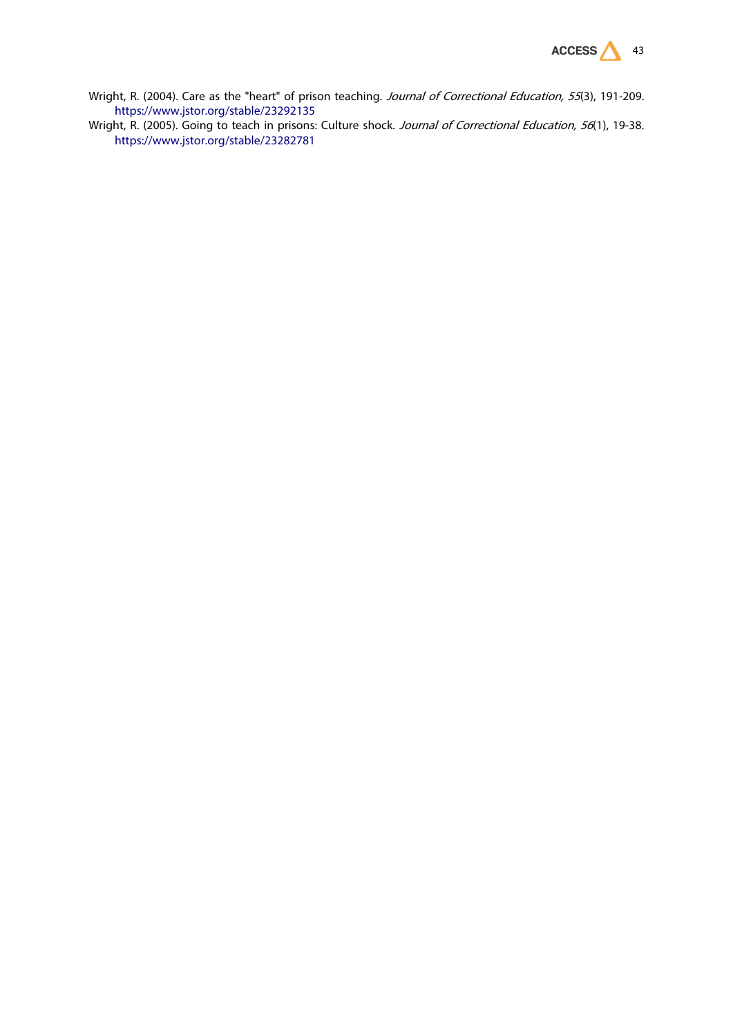Wright, R. (2004). Care as the "heart" of prison teaching. *Journal of Correctional Education, 55*(3), 191-209. https://www.jstor.org/stable/23292135

Wright, R. (2005). Going to teach in prisons: Culture shock. *Journal of Correctional Education, 56*(1), 19-38. https://www.jstor.org/stable/23282781